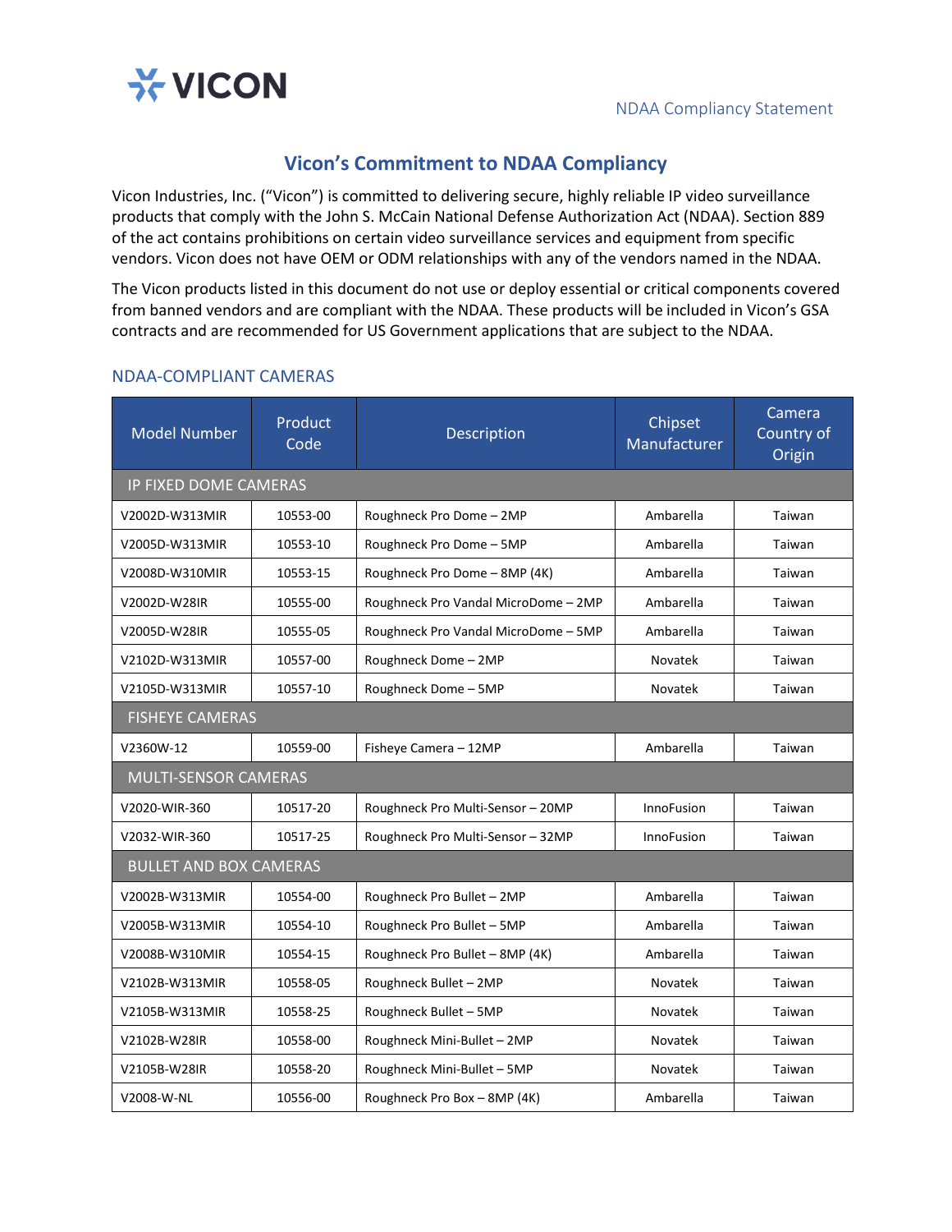# Vicon's Commitment to NDAA Compliancy

Vicon Industries, Inc. ("Vicon") is committed to delivering secure, highly reliable IP video surveillance products that comply with the John S. McCain National Defense Authorization Act (NDAA). Section 889 of the act contains prohibitions on certain video surveillance services and equipment from specific vendors. Vicon does not have OEM or ODM relationships with any of the vendors named in the NDAA.

The Vicon products listed in this document do not use or deploy essential or critical components covered from banned vendors and are compliant with the NDAA. These products will be included in Vicon's GSA contracts and are recommended for US Government applications that are subject to the NDAA.

## NDAA-COMPLIANT CAMERAS

| Model Number | Product Code | Description | Chipset Manufacturer | Camera Country of Origin |
|---|---|---|---|---|
| IP FIXED DOME CAMERAS | | | | |
| V2002D-W313MIR | 10553-00 | Roughneck Pro Dome – 2MP | Ambarella | Taiwan |
| V2005D-W313MIR | 10553-10 | Roughneck Pro Dome – 5MP | Ambarella | Taiwan |
| V2008D-W310MIR | 10553-15 | Roughneck Pro Dome – 8MP (4K) | Ambarella | Taiwan |
| V2002D-W28IR | 10555-00 | Roughneck Pro Vandal MicroDome – 2MP | Ambarella | Taiwan |
| V2005D-W28IR | 10555-05 | Roughneck Pro Vandal MicroDome – 5MP | Ambarella | Taiwan |
| V2102D-W313MIR | 10557-00 | Roughneck Dome – 2MP | Novatek | Taiwan |
| V2105D-W313MIR | 10557-10 | Roughneck Dome – 5MP | Novatek | Taiwan |
| FISHEYE CAMERAS | | | | |
| V2360W-12 | 10559-00 | Fisheye Camera – 12MP | Ambarella | Taiwan |
| MULTI-SENSOR CAMERAS | | | | |
| V2020-WIR-360 | 10517-20 | Roughneck Pro Multi-Sensor – 20MP | InnoFusion | Taiwan |
| V2032-WIR-360 | 10517-25 | Roughneck Pro Multi-Sensor – 32MP | InnoFusion | Taiwan |
| BULLET AND BOX CAMERAS | | | | |
| V2002B-W313MIR | 10554-00 | Roughneck Pro Bullet – 2MP | Ambarella | Taiwan |
| V2005B-W313MIR | 10554-10 | Roughneck Pro Bullet – 5MP | Ambarella | Taiwan |
| V2008B-W310MIR | 10554-15 | Roughneck Pro Bullet – 8MP (4K) | Ambarella | Taiwan |
| V2102B-W313MIR | 10558-05 | Roughneck Bullet – 2MP | Novatek | Taiwan |
| V2105B-W313MIR | 10558-25 | Roughneck Bullet – 5MP | Novatek | Taiwan |
| V2102B-W28IR | 10558-00 | Roughneck Mini-Bullet – 2MP | Novatek | Taiwan |
| V2105B-W28IR | 10558-20 | Roughneck Mini-Bullet – 5MP | Novatek | Taiwan |
| V2008-W-NL | 10556-00 | Roughneck Pro Box – 8MP (4K) | Ambarella | Taiwan |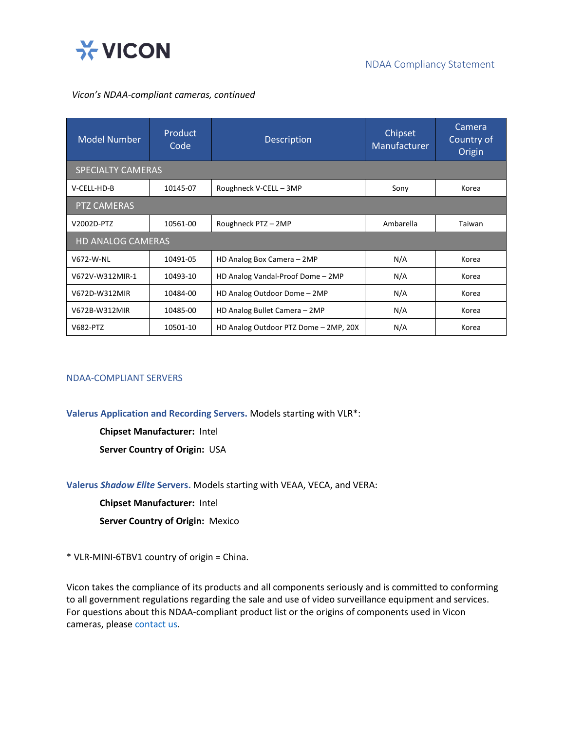*Vicon's NDAA-compliant cameras, continued*

| Model Number | Product Code | Description | Chipset Manufacturer | Camera Country of Origin |
|---|---|---|---|---|
| SPECIALTY CAMERAS | | | | |
| V-CELL-HD-B | 10145-07 | Roughneck V-CELL – 3MP | Sony | Korea |
| PTZ CAMERAS | | | | |
| V2002D-PTZ | 10561-00 | Roughneck PTZ – 2MP | Ambarella | Taiwan |
| HD ANALOG CAMERAS | | | | |
| V672-W-NL | 10491-05 | HD Analog Box Camera – 2MP | N/A | Korea |
| V672V-W312MIR-1 | 10493-10 | HD Analog Vandal-Proof Dome – 2MP | N/A | Korea |
| V672D-W312MIR | 10484-00 | HD Analog Outdoor Dome – 2MP | N/A | Korea |
| V672B-W312MIR | 10485-00 | HD Analog Bullet Camera – 2MP | N/A | Korea |
| V682-PTZ | 10501-10 | HD Analog Outdoor PTZ Dome – 2MP, 20X | N/A | Korea |

## NDAA-COMPLIANT SERVERS

**Valerus Application and Recording Servers.** Models starting with VLR*:

**Chipset Manufacturer:** Intel

**Server Country of Origin:** USA

**Valerus *Shadow Elite* Servers.** Models starting with VEAA, VECA, and VERA:

**Chipset Manufacturer:** Intel

**Server Country of Origin:** Mexico

* VLR-MINI-6TBV1 country of origin = China.

Vicon takes the compliance of its products and all components seriously and is committed to conforming to all government regulations regarding the sale and use of video surveillance equipment and services. For questions about this NDAA-compliant product list or the origins of components used in Vicon cameras, please contact us.